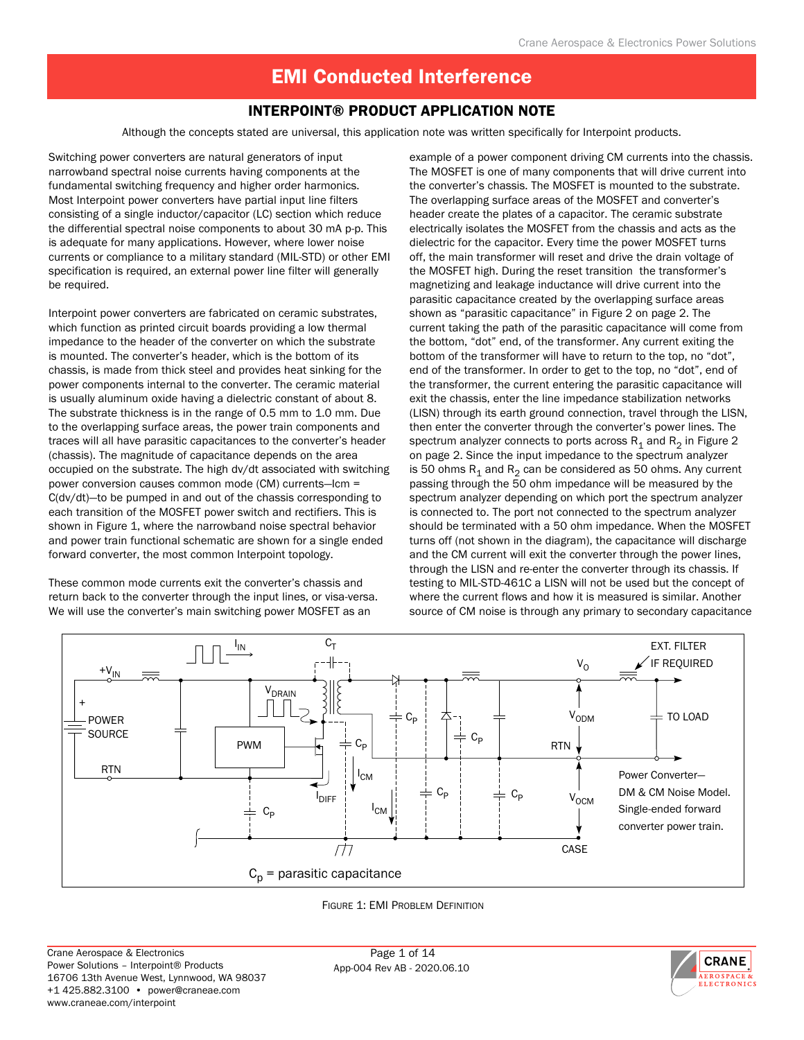# EMI Conducted Interference

## INTERPOINT® PRODUCT APPLICATION NOTE

Although the concepts stated are universal, this application note was written specifically for Interpoint products.

Switching power converters are natural generators of input narrowband spectral noise currents having components at the fundamental switching frequency and higher order harmonics. Most Interpoint power converters have partial input line filters consisting of a single inductor/capacitor (LC) section which reduce the differential spectral noise components to about 30 mA p-p. This is adequate for many applications. However, where lower noise currents or compliance to a military standard (MIL-STD) or other EMI specification is required, an external power line filter will generally be required.

Interpoint power converters are fabricated on ceramic substrates, which function as printed circuit boards providing a low thermal impedance to the header of the converter on which the substrate is mounted. The converter's header, which is the bottom of its chassis, is made from thick steel and provides heat sinking for the power components internal to the converter. The ceramic material is usually aluminum oxide having a dielectric constant of about 8. The substrate thickness is in the range of 0.5 mm to 1.0 mm. Due to the overlapping surface areas, the power train components and traces will all have parasitic capacitances to the converter's header (chassis). The magnitude of capacitance depends on the area occupied on the substrate. The high dv/dt associated with switching power conversion causes common mode (CM) currents—Icm = C(dv/dt)—to be pumped in and out of the chassis corresponding to each transition of the MOSFET power switch and rectifiers. This is shown in Figure 1, where the narrowband noise spectral behavior and power train functional schematic are shown for a single ended forward converter, the most common Interpoint topology.

These common mode currents exit the converter's chassis and return back to the converter through the input lines, or visa-versa. We will use the converter's main switching power MOSFET as an example of a power component driving CM currents into the chassis. The MOSFET is one of many components that will drive current into the converter's chassis. The MOSFET is mounted to the substrate. The overlapping surface areas of the MOSFET and converter's header create the plates of a capacitor. The ceramic substrate electrically isolates the MOSFET from the chassis and acts as the dielectric for the capacitor. Every time the power MOSFET turns off, the main transformer will reset and drive the drain voltage of the MOSFET high. During the reset transition the transformer's magnetizing and leakage inductance will drive current into the parasitic capacitance created by the overlapping surface areas shown as "parasitic capacitance" in Figure 2 on page 2. The current taking the path of the parasitic capacitance will come from the bottom, "dot" end, of the transformer. Any current exiting the bottom of the transformer will have to return to the top, no "dot", end of the transformer. In order to get to the top, no "dot", end of the transformer, the current entering the parasitic capacitance will exit the chassis, enter the line impedance stabilization networks (LISN) through its earth ground connection, travel through the LISN, then enter the converter through the converter's power lines. The spectrum analyzer connects to ports across $R_1$ and $R_2$ in Figure 2 on page 2. Since the input impedance to the spectrum analyzer is 50 ohms $R_1$ and $R_2$ can be considered as 50 ohms. Any current passing through the 50 ohm impedance will be measured by the spectrum analyzer depending on which port the spectrum analyzer is connected to. The port not connected to the spectrum analyzer should be terminated with a 50 ohm impedance. When the MOSFET turns off (not shown in the diagram), the capacitance will discharge and the CM current will exit the converter through the power lines, through the LISN and re-enter the converter through its chassis. If testing to MIL-STD-461C a LISN will not be used but the concept of where the current flows and how it is measured is similar. Another source of CM noise is through any primary to secondary capacitance

$C_p$ = parasitic capacitance

FIGURE 1: EMI PROBLEM DEFINITION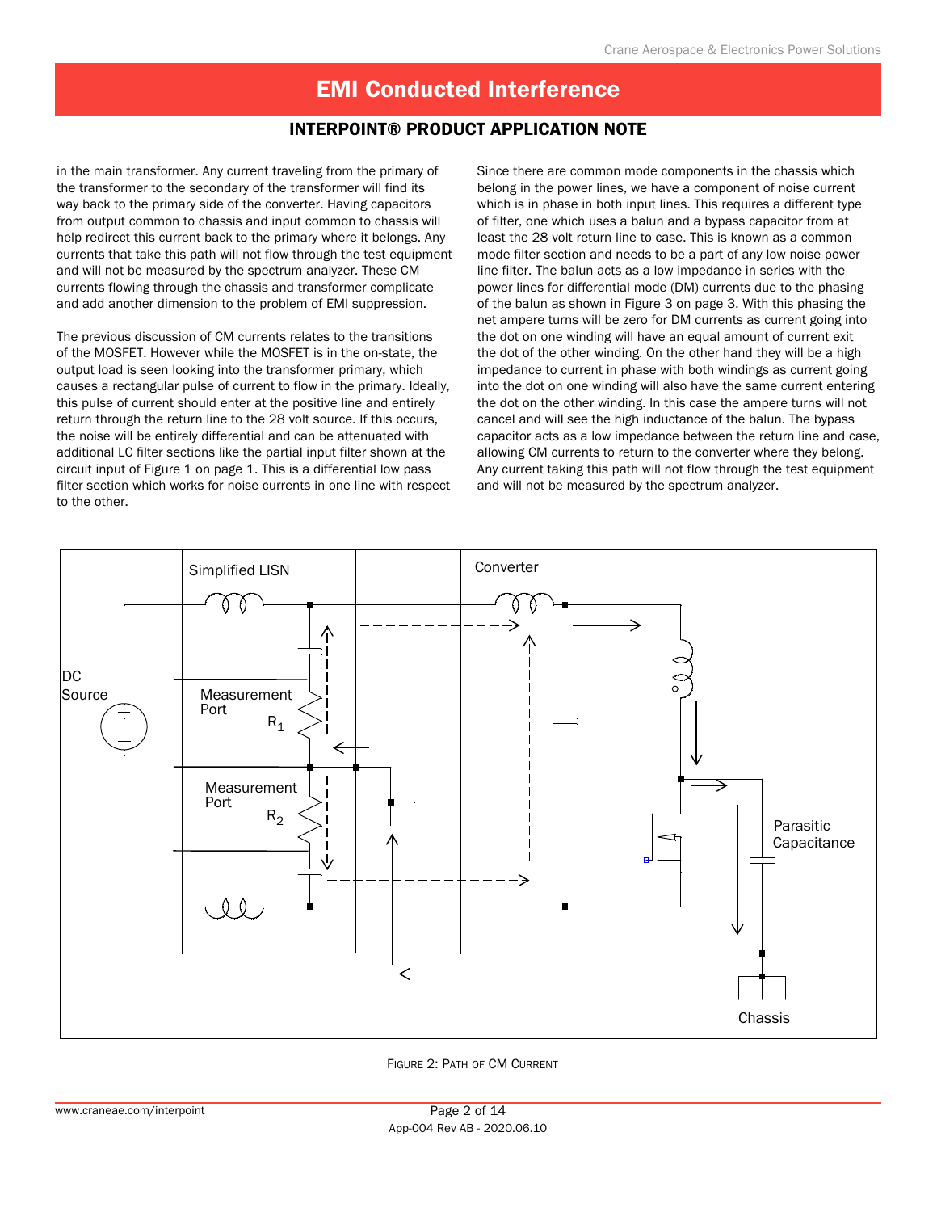in the main transformer. Any current traveling from the primary of the transformer to the secondary of the transformer will find its way back to the primary side of the converter. Having capacitors from output common to chassis and input common to chassis will help redirect this current back to the primary where it belongs. Any currents that take this path will not flow through the test equipment and will not be measured by the spectrum analyzer. These CM currents flowing through the chassis and transformer complicate and add another dimension to the problem of EMI suppression.

The previous discussion of CM currents relates to the transitions of the MOSFET. However while the MOSFET is in the on-state, the output load is seen looking into the transformer primary, which causes a rectangular pulse of current to flow in the primary. Ideally, this pulse of current should enter at the positive line and entirely return through the return line to the 28 volt source. If this occurs, the noise will be entirely differential and can be attenuated with additional LC filter sections like the partial input filter shown at the circuit input of Figure 1 on page 1. This is a differential low pass filter section which works for noise currents in one line with respect to the other.

Since there are common mode components in the chassis which belong in the power lines, we have a component of noise current which is in phase in both input lines. This requires a different type of filter, one which uses a balun and a bypass capacitor from at least the 28 volt return line to case. This is known as a common mode filter section and needs to be a part of any low noise power line filter. The balun acts as a low impedance in series with the power lines for differential mode (DM) currents due to the phasing of the balun as shown in Figure 3 on page 3. With this phasing the net ampere turns will be zero for DM currents as current going into the dot on one winding will have an equal amount of current exit the dot of the other winding. On the other hand they will be a high impedance to current in phase with both windings as current going into the dot on one winding will also have the same current entering the dot on the other winding. In this case the ampere turns will not cancel and will see the high inductance of the balun. The bypass capacitor acts as a low impedance between the return line and case, allowing CM currents to return to the converter where they belong. Any current taking this path will not flow through the test equipment and will not be measured by the spectrum analyzer.

Figure 2: Path of CM Current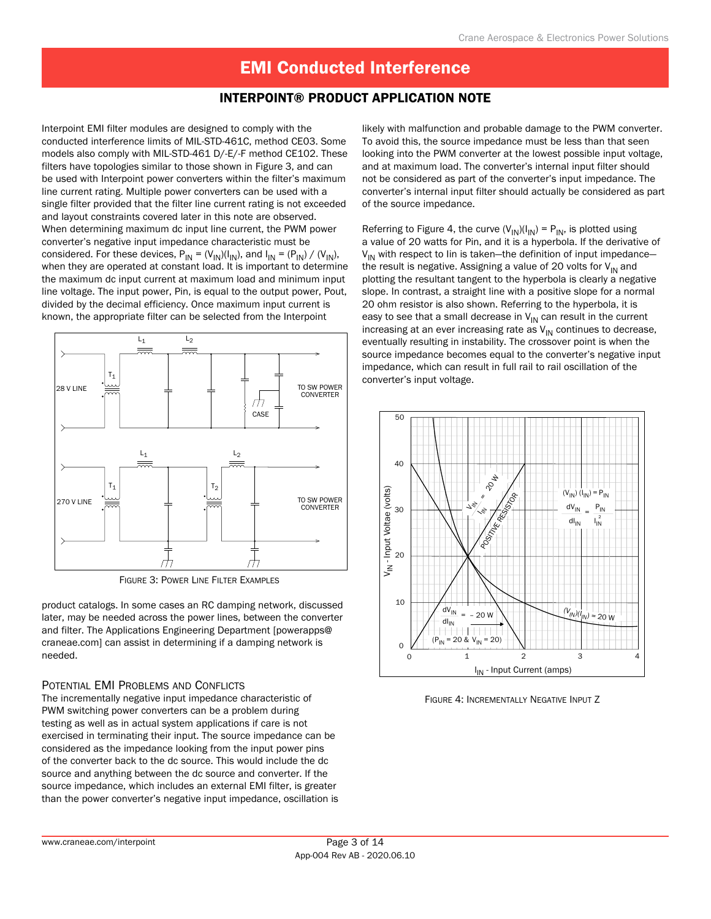# EMI Conducted Interference

## INTERPOINT® PRODUCT APPLICATION NOTE

Interpoint EMI filter modules are designed to comply with the conducted interference limits of MIL-STD-461C, method CE03. Some models also comply with MIL-STD-461 D/-E/-F method CE102. These filters have topologies similar to those shown in Figure 3, and can be used with Interpoint power converters within the filter's maximum line current rating. Multiple power converters can be used with a single filter provided that the filter line current rating is not exceeded and layout constraints covered later in this note are observed. When determining maximum dc input line current, the PWM power converter's negative input impedance characteristic must be considered. For these devices, $P_{IN} = (V_{IN})(I_{IN})$, and $I_{IN} = (P_{IN}) / (V_{IN})$, when they are operated at constant load. It is important to determine the maximum dc input current at maximum load and minimum input line voltage. The input power, Pin, is equal to the output power, Pout, divided by the decimal efficiency. Once maximum input current is known, the appropriate filter can be selected from the Interpoint product catalogs. In some cases an RC damping network, discussed later, may be needed across the power lines, between the converter and filter. The Applications Engineering Department [powerapps@craneae.com] can assist in determining if a damping network is needed.

FIGURE 3: POWER LINE FILTER EXAMPLES

### POTENTIAL EMI PROBLEMS AND CONFLICTS

The incrementally negative input impedance characteristic of PWM switching power converters can be a problem during testing as well as in actual system applications if care is not exercised in terminating their input. The source impedance can be considered as the impedance looking from the input power pins of the converter back to the dc source. This would include the dc source and anything between the dc source and converter. If the source impedance, which includes an external EMI filter, is greater than the power converter's negative input impedance, oscillation is likely with malfunction and probable damage to the PWM converter. To avoid this, the source impedance must be less than that seen looking into the PWM converter at the lowest possible input voltage, and at maximum load. The converter's internal input filter should not be considered as part of the converter's input impedance. The converter's internal input filter should actually be considered as part of the source impedance.

Referring to Figure 4, the curve $(V_{IN})(I_{IN}) = P_{IN}$, is plotted using a value of 20 watts for Pin, and it is a hyperbola. If the derivative of $V_{IN}$ with respect to Iin is taken—the definition of input impedance—the result is negative. Assigning a value of 20 volts for $V_{IN}$ and plotting the resultant tangent to the hyperbola is clearly a negative slope. In contrast, a straight line with a positive slope for a normal 20 ohm resistor is also shown. Referring to the hyperbola, it is easy to see that a small decrease in $V_{IN}$ can result in the current increasing at an ever increasing rate as $V_{IN}$ continues to decrease, eventually resulting in instability. The crossover point is when the source impedance becomes equal to the converter's negative input impedance, which can result in full rail to rail oscillation of the converter's input voltage.

FIGURE 4: INCREMENTALLY NEGATIVE INPUT Z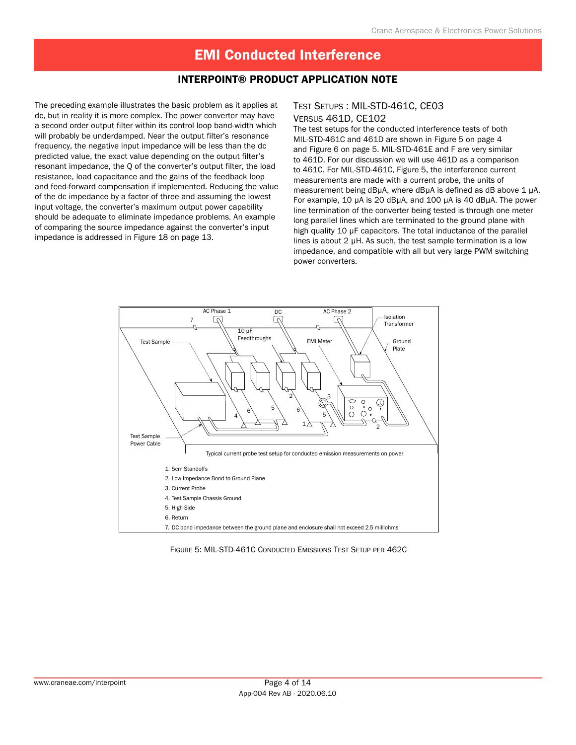# EMI Conducted Interference

## INTERPOINT® PRODUCT APPLICATION NOTE

The preceding example illustrates the basic problem as it applies at dc, but in reality it is more complex. The power converter may have a second order output filter within its control loop band-width which will probably be underdamped. Near the output filter's resonance frequency, the negative input impedance will be less than the dc predicted value, the exact value depending on the output filter's resonant impedance, the Q of the converter's output filter, the load resistance, load capacitance and the gains of the feedback loop and feed-forward compensation if implemented. Reducing the value of the dc impedance by a factor of three and assuming the lowest input voltage, the converter's maximum output power capability should be adequate to eliminate impedance problems. An example of comparing the source impedance against the converter's input impedance is addressed in Figure 18 on page 13.

### Test Setups : MIL-STD-461C, CE03 Versus 461D, CE102

The test setups for the conducted interference tests of both MIL-STD-461C and 461D are shown in Figure 5 on page 4 and Figure 6 on page 5. MIL-STD-461E and F are very similar to 461D. For our discussion we will use 461D as a comparison to 461C. For MIL-STD-461C, Figure 5, the interference current measurements are made with a current probe, the units of measurement being dBµA, where dBµA is defined as dB above 1 µA. For example, 10 µA is 20 dBµA, and 100 µA is 40 dBµA. The power line termination of the converter being tested is through one meter long parallel lines which are terminated to the ground plane with high quality 10 µF capacitors. The total inductance of the parallel lines is about 2 µH. As such, the test sample termination is a low impedance, and compatible with all but very large PWM switching power converters.

Typical current probe test setup for conducted emission measurements on power

1. 5cm Standoffs
2. Low Impedance Bond to Ground Plane
3. Current Probe
4. Test Sample Chassis Ground
5. High Side
6. Return
7. DC bond impedance between the ground plane and enclosure shall not exceed 2.5 milliohms

Figure 5: MIL-STD-461C Conducted Emissions Test Setup per 462C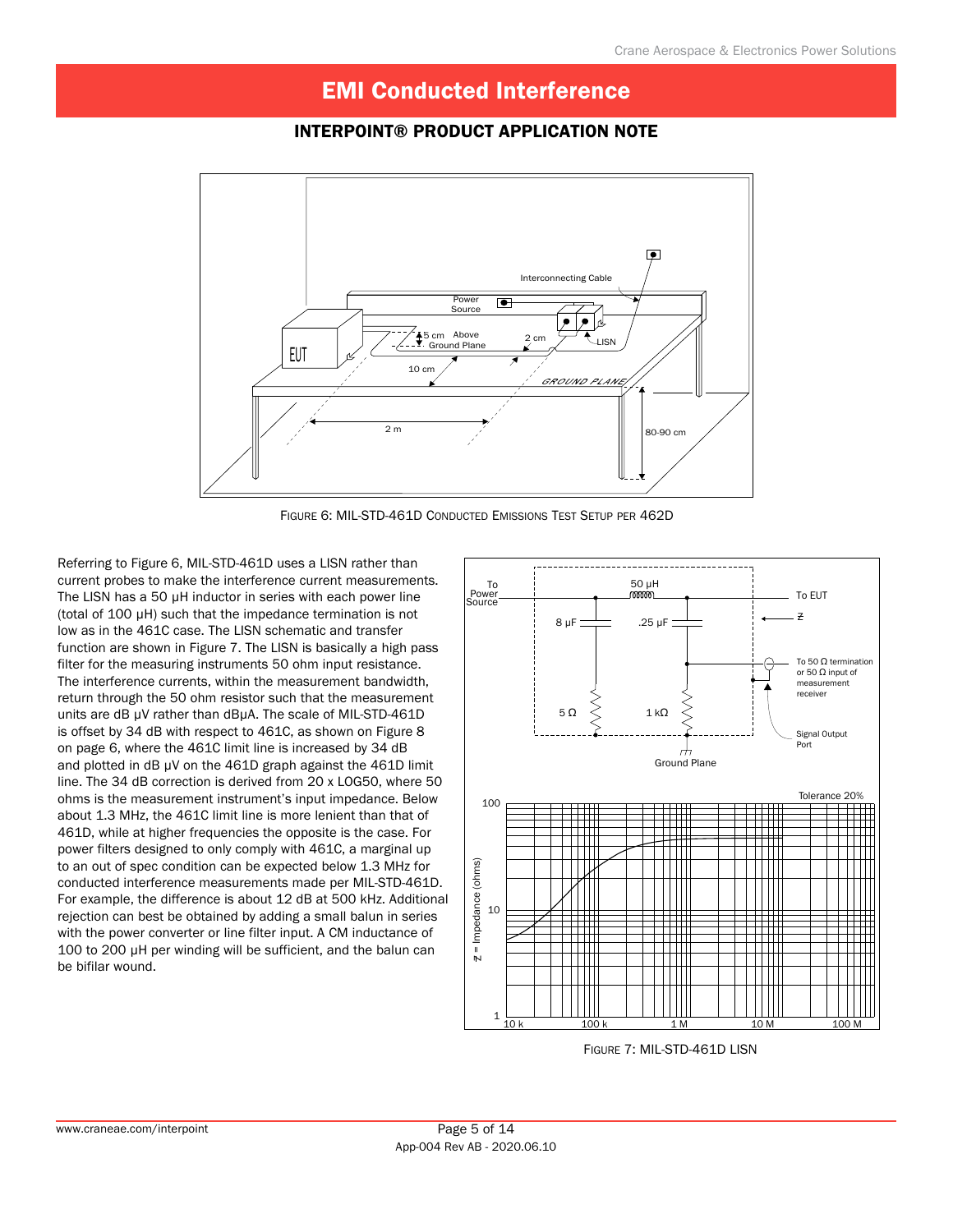# EMI Conducted Interference

## INTERPOINT® PRODUCT APPLICATION NOTE

Figure 6: MIL-STD-461D Conducted Emissions Test Setup per 462D

Referring to Figure 6, MIL-STD-461D uses a LISN rather than current probes to make the interference current measurements. The LISN has a 50 µH inductor in series with each power line (total of 100 µH) such that the impedance termination is not low as in the 461C case. The LISN schematic and transfer function are shown in Figure 7. The LISN is basically a high pass filter for the measuring instruments 50 ohm input resistance. The interference currents, within the measurement bandwidth, return through the 50 ohm resistor such that the measurement units are dB µV rather than dBµA. The scale of MIL-STD-461D is offset by 34 dB with respect to 461C, as shown on Figure 8 on page 6, where the 461C limit line is increased by 34 dB and plotted in dB µV on the 461D graph against the 461D limit line. The 34 dB correction is derived from 20 x LOG50, where 50 ohms is the measurement instrument's input impedance. Below about 1.3 MHz, the 461C limit line is more lenient than that of 461D, while at higher frequencies the opposite is the case. For power filters designed to only comply with 461C, a marginal up to an out of spec condition can be expected below 1.3 MHz for conducted interference measurements made per MIL-STD-461D. For example, the difference is about 12 dB at 500 kHz. Additional rejection can best be obtained by adding a small balun in series with the power converter or line filter input. A CM inductance of 100 to 200 µH per winding will be sufficient, and the balun can be bifilar wound.

Figure 7: MIL-STD-461D LISN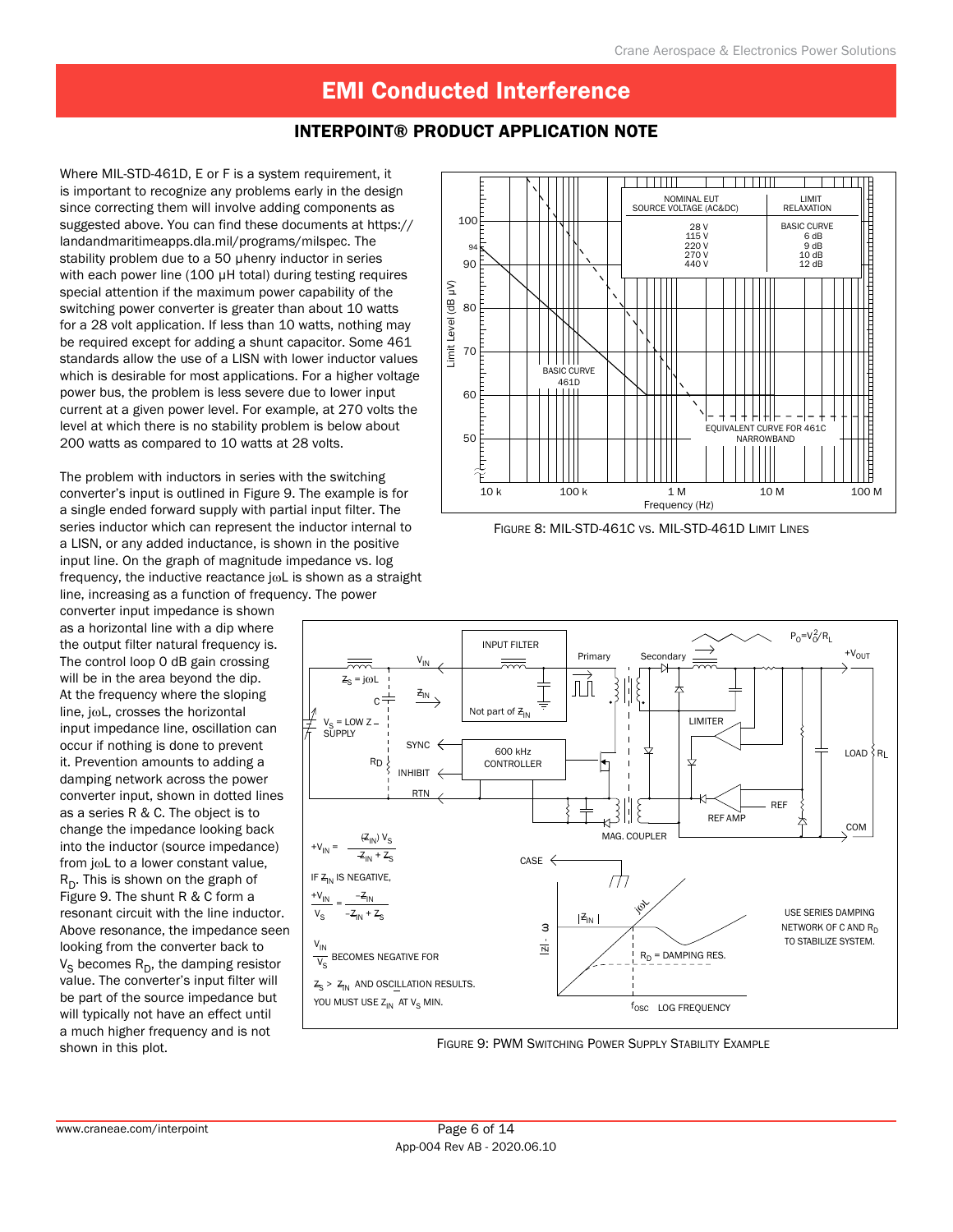# EMI Conducted Interference

## INTERPOINT® PRODUCT APPLICATION NOTE

Where MIL-STD-461D, E or F is a system requirement, it is important to recognize any problems early in the design since correcting them will involve adding components as suggested above. You can find these documents at https://landandmaritimeapps.dla.mil/programs/milspec. The stability problem due to a 50 µhenry inductor in series with each power line (100 µH total) during testing requires special attention if the maximum power capability of the switching power converter is greater than about 10 watts for a 28 volt application. If less than 10 watts, nothing may be required except for adding a shunt capacitor. Some 461 standards allow the use of a LISN with lower inductor values which is desirable for most applications. For a higher voltage power bus, the problem is less severe due to lower input current at a given power level. For example, at 270 volts the level at which there is no stability problem is below about 200 watts as compared to 10 watts at 28 volts.

The problem with inductors in series with the switching converter's input is outlined in Figure 9. The example is for a single ended forward supply with partial input filter. The series inductor which can represent the inductor internal to a LISN, or any added inductance, is shown in the positive input line. On the graph of magnitude impedance vs. log frequency, the inductive reactance $j\omega L$ is shown as a straight line, increasing as a function of frequency. The power converter input impedance is shown as a horizontal line with a dip where the output filter natural frequency is. The control loop 0 dB gain crossing will be in the area beyond the dip. At the frequency where the sloping line, $j\omega L$, crosses the horizontal input impedance line, oscillation can occur if nothing is done to prevent it. Prevention amounts to adding a damping network across the power converter input, shown in dotted lines as a series R & C. The object is to change the impedance looking back into the inductor (source impedance) from $j\omega L$ to a lower constant value, $R_D$. This is shown on the graph of Figure 9. The shunt R & C form a resonant circuit with the line inductor. Above resonance, the impedance seen looking from the converter back to $V_S$ becomes $R_D$, the damping resistor value. The converter's input filter will be part of the source impedance but will typically not have an effect until a much higher frequency and is not shown in this plot.

| NOMINAL EUT SOURCE VOLTAGE (AC&DC) | LIMIT RELAXATION |
|---|---|
| 28 V | BASIC CURVE |
| 115 V | 6 dB |
| 220 V | 9 dB |
| 270 V | 10 dB |
| 440 V | 12 dB |

Figure 8: MIL-STD-461C vs. MIL-STD-461D Limit Lines

$$+V_{IN} = \frac{(Z_{IN})\,V_S}{Z_{IN} + Z_S}$$

IF $Z_{IN}$ IS NEGATIVE,

$$\frac{+V_{IN}}{V_S} = \frac{-Z_{IN}}{-Z_{IN} + Z_S}$$

$\frac{V_{IN}}{V_S}$ BECOMES NEGATIVE FOR $Z_S > Z_{IN}$ AND OSCILLATION RESULTS.

YOU MUST USE $Z_{IN}$ AT $V_S$ MIN.

USE SERIES DAMPING NETWORK OF C AND $R_D$ TO STABILIZE SYSTEM.

Figure 9: PWM Switching Power Supply Stability Example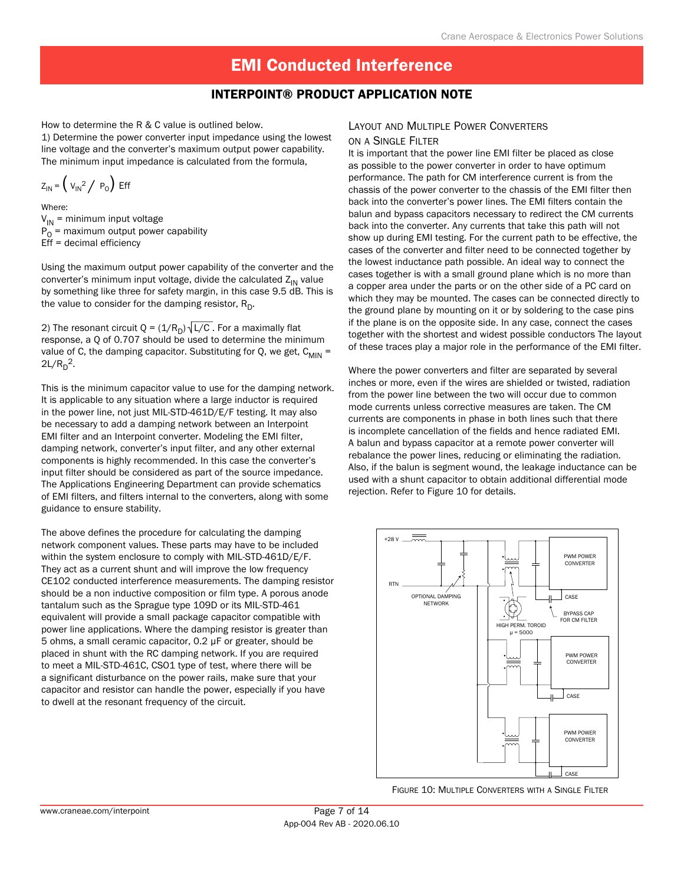How to determine the R & C value is outlined below.

1) Determine the power converter input impedance using the lowest line voltage and the converter's maximum output power capability. The minimum input impedance is calculated from the formula,

$$Z_{IN} = \left( V_{IN}^2 / P_O \right) \text{Eff}$$

Where:
$V_{IN}$ = minimum input voltage
$P_O$ = maximum output power capability
Eff = decimal efficiency

Using the maximum output power capability of the converter and the converter's minimum input voltage, divide the calculated $Z_{IN}$ value by something like three for safety margin, in this case 9.5 dB. This is the value to consider for the damping resistor, $R_D$.

2) The resonant circuit $Q = (1/R_D)\sqrt{L/C}$. For a maximally flat response, a Q of 0.707 should be used to determine the minimum value of C, the damping capacitor. Substituting for Q, we get, $C_{MIN} = 2L/R_D^2$.

This is the minimum capacitor value to use for the damping network. It is applicable to any situation where a large inductor is required in the power line, not just MIL-STD-461D/E/F testing. It may also be necessary to add a damping network between an Interpoint EMI filter and an Interpoint converter. Modeling the EMI filter, damping network, converter's input filter, and any other external components is highly recommended. In this case the converter's input filter should be considered as part of the source impedance. The Applications Engineering Department can provide schematics of EMI filters, and filters internal to the converters, along with some guidance to ensure stability.

The above defines the procedure for calculating the damping network component values. These parts may have to be included within the system enclosure to comply with MIL-STD-461D/E/F. They act as a current shunt and will improve the low frequency CE102 conducted interference measurements. The damping resistor should be a non inductive composition or film type. A porous anode tantalum such as the Sprague type 109D or its MIL-STD-461 equivalent will provide a small package capacitor compatible with power line applications. Where the damping resistor is greater than 5 ohms, a small ceramic capacitor, 0.2 µF or greater, should be placed in shunt with the RC damping network. If you are required to meet a MIL-STD-461C, CS01 type of test, where there will be a significant disturbance on the power rails, make sure that your capacitor and resistor can handle the power, especially if you have to dwell at the resonant frequency of the circuit.

## Layout and Multiple Power Converters on a Single Filter

It is important that the power line EMI filter be placed as close as possible to the power converter in order to have optimum performance. The path for CM interference current is from the chassis of the power converter to the chassis of the EMI filter then back into the converter's power lines. The EMI filters contain the balun and bypass capacitors necessary to redirect the CM currents back into the converter. Any currents that take this path will not show up during EMI testing. For the current path to be effective, the cases of the converter and filter need to be connected together by the lowest inductance path possible. An ideal way to connect the cases together is with a small ground plane which is no more than a copper area under the parts or on the other side of a PC card on which they may be mounted. The cases can be connected directly to the ground plane by mounting on it or by soldering to the case pins if the plane is on the opposite side. In any case, connect the cases together with the shortest and widest possible conductors The layout of these traces play a major role in the performance of the EMI filter.

Where the power converters and filter are separated by several inches or more, even if the wires are shielded or twisted, radiation from the power line between the two will occur due to common mode currents unless corrective measures are taken. The CM currents are components in phase in both lines such that there is incomplete cancellation of the fields and hence radiated EMI. A balun and bypass capacitor at a remote power converter will rebalance the power lines, reducing or eliminating the radiation. Also, if the balun is segment wound, the leakage inductance can be used with a shunt capacitor to obtain additional differential mode rejection. Refer to Figure 10 for details.

Figure 10: Multiple Converters with a Single Filter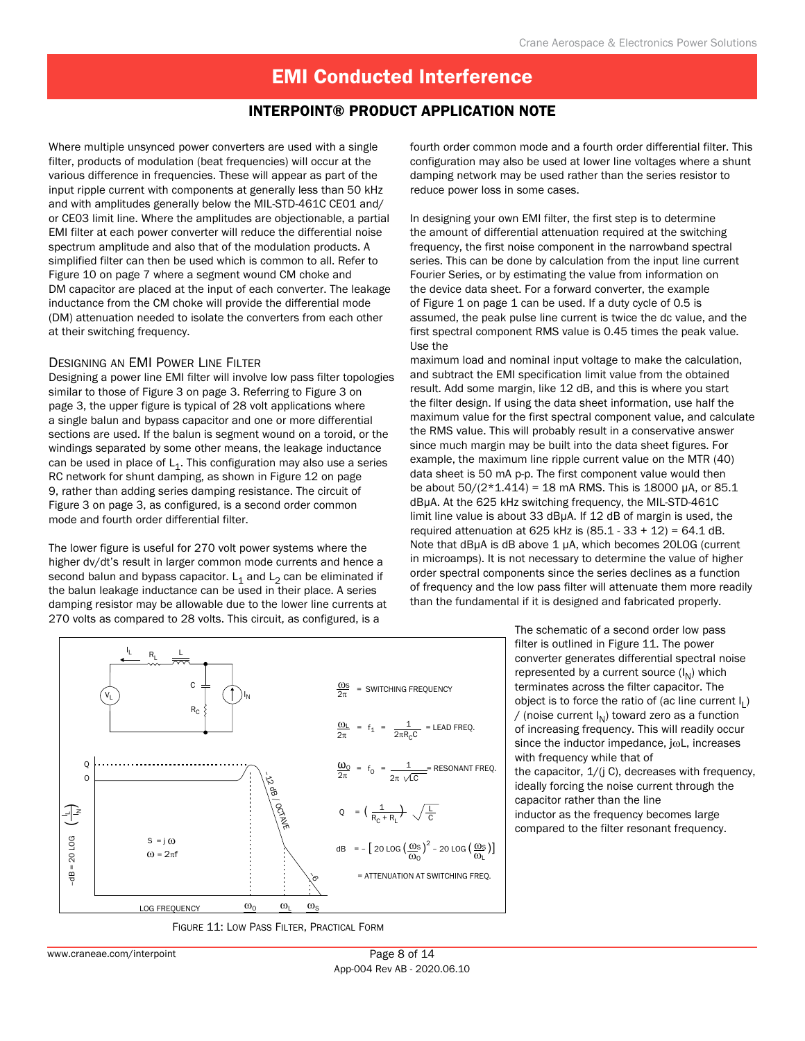# EMI Conducted Interference

## INTERPOINT® PRODUCT APPLICATION NOTE

Where multiple unsynced power converters are used with a single filter, products of modulation (beat frequencies) will occur at the various difference in frequencies. These will appear as part of the input ripple current with components at generally less than 50 kHz and with amplitudes generally below the MIL-STD-461C CE01 and/or CE03 limit line. Where the amplitudes are objectionable, a partial EMI filter at each power converter will reduce the differential noise spectrum amplitude and also that of the modulation products. A simplified filter can then be used which is common to all. Refer to Figure 10 on page 7 where a segment wound CM choke and DM capacitor are placed at the input of each converter. The leakage inductance from the CM choke will provide the differential mode (DM) attenuation needed to isolate the converters from each other at their switching frequency.

### Designing an EMI Power Line Filter

Designing a power line EMI filter will involve low pass filter topologies similar to those of Figure 3 on page 3. Referring to Figure 3 on page 3, the upper figure is typical of 28 volt applications where a single balun and bypass capacitor and one or more differential sections are used. If the balun is segment wound on a toroid, or the windings separated by some other means, the leakage inductance can be used in place of $L_1$. This configuration may also use a series RC network for shunt damping, as shown in Figure 12 on page 9, rather than adding series damping resistance. The circuit of Figure 3 on page 3, as configured, is a second order common mode and fourth order differential filter.

The lower figure is useful for 270 volt power systems where the higher dv/dt's result in larger common mode currents and hence a second balun and bypass capacitor. $L_1$ and $L_2$ can be eliminated if the balun leakage inductance can be used in their place. A series damping resistor may be allowable due to the lower line currents at 270 volts as compared to 28 volts. This circuit, as configured, is a fourth order common mode and a fourth order differential filter. This configuration may also be used at lower line voltages where a shunt damping network may be used rather than the series resistor to reduce power loss in some cases.

In designing your own EMI filter, the first step is to determine the amount of differential attenuation required at the switching frequency, the first noise component in the narrowband spectral series. This can be done by calculation from the input line current Fourier Series, or by estimating the value from information on the device data sheet. For a forward converter, the example of Figure 1 on page 1 can be used. If a duty cycle of 0.5 is assumed, the peak pulse line current is twice the dc value, and the first spectral component RMS value is 0.45 times the peak value. Use the maximum load and nominal input voltage to make the calculation, and subtract the EMI specification limit value from the obtained result. Add some margin, like 12 dB, and this is where you start the filter design. If using the data sheet information, use half the maximum value for the first spectral component value, and calculate the RMS value. This will probably result in a conservative answer since much margin may be built into the data sheet figures. For example, the maximum line ripple current value on the MTR (40) data sheet is 50 mA p-p. The first component value would then be about 50/(2*1.414) = 18 mA RMS. This is 18000 μA, or 85.1 dBμA. At the 625 kHz switching frequency, the MIL-STD-461C limit line value is about 33 dBμA. If 12 dB of margin is used, the required attenuation at 625 kHz is (85.1 - 33 + 12) = 64.1 dB. Note that dBμA is dB above 1 μA, which becomes 20LOG (current in microamps). It is not necessary to determine the value of higher order spectral components since the series declines as a function of frequency and the low pass filter will attenuate them more readily than the fundamental if it is designed and fabricated properly.

The schematic of a second order low pass filter is outlined in Figure 11. The power converter generates differential spectral noise represented by a current source ($I_N$) which terminates across the filter capacitor. The object is to force the ratio of (ac line current $I_L$) / (noise current $I_N$) toward zero as a function of increasing frequency. This will readily occur since the inductor impedance, $j\omega L$, increases with frequency while that of the capacitor, $1/(jC)$, decreases with frequency, ideally forcing the noise current through the capacitor rather than the line inductor as the frequency becomes large compared to the filter resonant frequency.

$\frac{\omega_S}{2\pi}$ = SWITCHING FREQUENCY

$\frac{\omega_L}{2\pi} = f_1 = \frac{1}{2\pi R_C C}$ = LEAD FREQ.

$\frac{\omega_O}{2\pi} = f_0 = \frac{1}{2\pi\sqrt{LC}}$ = RESONANT FREQ.

$Q = \left(\frac{1}{R_C + R_L}\right)\sqrt{\frac{L}{C}}$

$\text{dB} = -\left[20\,\text{LOG}\left(\frac{\omega_S}{\omega_O}\right)^2 - 20\,\text{LOG}\left(\frac{\omega_S}{\omega_L}\right)\right]$ = ATTENUATION AT SWITCHING FREQ.

$S = j\omega$, $\omega = 2\pi f$

FIGURE 11: LOW PASS FILTER, PRACTICAL FORM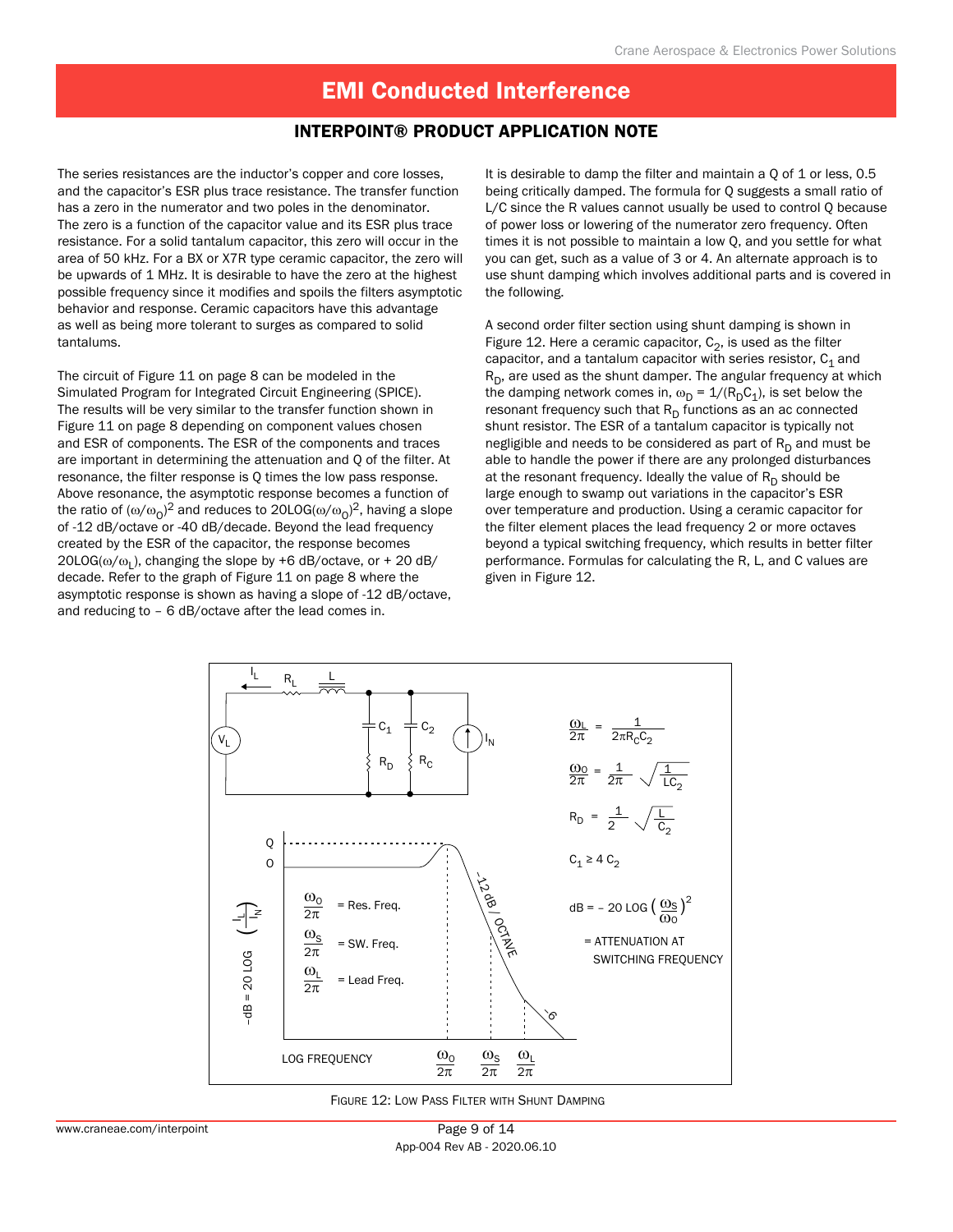# EMI Conducted Interference

## INTERPOINT® PRODUCT APPLICATION NOTE

The series resistances are the inductor's copper and core losses, and the capacitor's ESR plus trace resistance. The transfer function has a zero in the numerator and two poles in the denominator. The zero is a function of the capacitor value and its ESR plus trace resistance. For a solid tantalum capacitor, this zero will occur in the area of 50 kHz. For a BX or X7R type ceramic capacitor, the zero will be upwards of 1 MHz. It is desirable to have the zero at the highest possible frequency since it modifies and spoils the filters asymptotic behavior and response. Ceramic capacitors have this advantage as well as being more tolerant to surges as compared to solid tantalums.

The circuit of Figure 11 on page 8 can be modeled in the Simulated Program for Integrated Circuit Engineering (SPICE). The results will be very similar to the transfer function shown in Figure 11 on page 8 depending on component values chosen and ESR of components. The ESR of the components and traces are important in determining the attenuation and Q of the filter. At resonance, the filter response is Q times the low pass response. Above resonance, the asymptotic response becomes a function of the ratio of $(\omega/\omega_O)^2$ and reduces to $20\text{LOG}(\omega/\omega_O)^2$, having a slope of -12 dB/octave or -40 dB/decade. Beyond the lead frequency created by the ESR of the capacitor, the response becomes $20\text{LOG}(\omega/\omega_L)$, changing the slope by +6 dB/octave, or + 20 dB/decade. Refer to the graph of Figure 11 on page 8 where the asymptotic response is shown as having a slope of -12 dB/octave, and reducing to – 6 dB/octave after the lead comes in.

It is desirable to damp the filter and maintain a Q of 1 or less, 0.5 being critically damped. The formula for Q suggests a small ratio of L/C since the R values cannot usually be used to control Q because of power loss or lowering of the numerator zero frequency. Often times it is not possible to maintain a low Q, and you settle for what you can get, such as a value of 3 or 4. An alternate approach is to use shunt damping which involves additional parts and is covered in the following.

A second order filter section using shunt damping is shown in Figure 12. Here a ceramic capacitor, $C_2$, is used as the filter capacitor, and a tantalum capacitor with series resistor, $C_1$ and $R_D$, are used as the shunt damper. The angular frequency at which the damping network comes in, $\omega_D = 1/(R_D C_1)$, is set below the resonant frequency such that $R_D$ functions as an ac connected shunt resistor. The ESR of a tantalum capacitor is typically not negligible and needs to be considered as part of $R_D$ and must be able to handle the power if there are any prolonged disturbances at the resonant frequency. Ideally the value of $R_D$ should be large enough to swamp out variations in the capacitor's ESR over temperature and production. Using a ceramic capacitor for the filter element places the lead frequency 2 or more octaves beyond a typical switching frequency, which results in better filter performance. Formulas for calculating the R, L, and C values are given in Figure 12.

$$\frac{\omega_L}{2\pi} = \frac{1}{2\pi R_C C_2}$$

$$\frac{\omega_O}{2\pi} = \frac{1}{2\pi}\sqrt{\frac{1}{LC_2}}$$

$$R_D = \frac{1}{2}\sqrt{\frac{L}{C_2}}$$

$$C_1 \geq 4\,C_2$$

$$\text{dB} = -20\,\text{LOG}\left(\frac{\omega_S}{\omega_O}\right)^2$$

= ATTENUATION AT SWITCHING FREQUENCY

$\frac{\omega_O}{2\pi}$ = Res. Freq.

$\frac{\omega_S}{2\pi}$ = SW. Freq.

$\frac{\omega_L}{2\pi}$ = Lead Freq.

FIGURE 12: LOW PASS FILTER WITH SHUNT DAMPING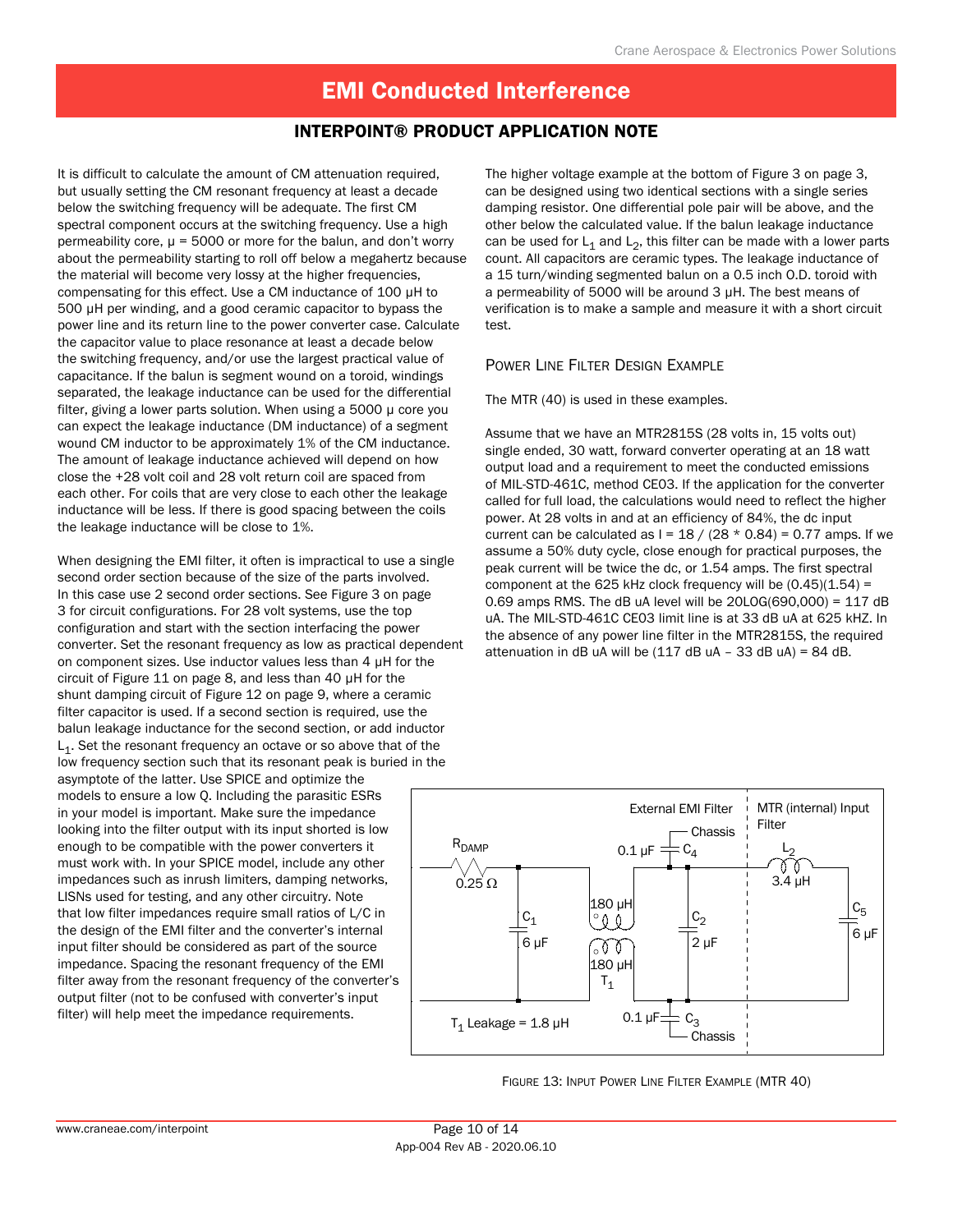It is difficult to calculate the amount of CM attenuation required, but usually setting the CM resonant frequency at least a decade below the switching frequency will be adequate. The first CM spectral component occurs at the switching frequency. Use a high permeability core, μ = 5000 or more for the balun, and don't worry about the permeability starting to roll off below a megahertz because the material will become very lossy at the higher frequencies, compensating for this effect. Use a CM inductance of 100 μH to 500 μH per winding, and a good ceramic capacitor to bypass the power line and its return line to the power converter case. Calculate the capacitor value to place resonance at least a decade below the switching frequency, and/or use the largest practical value of capacitance. If the balun is segment wound on a toroid, windings separated, the leakage inductance can be used for the differential filter, giving a lower parts solution. When using a 5000 μ core you can expect the leakage inductance (DM inductance) of a segment wound CM inductor to be approximately 1% of the CM inductance. The amount of leakage inductance achieved will depend on how close the +28 volt coil and 28 volt return coil are spaced from each other. For coils that are very close to each other the leakage inductance will be less. If there is good spacing between the coils the leakage inductance will be close to 1%.

When designing the EMI filter, it often is impractical to use a single second order section because of the size of the parts involved. In this case use 2 second order sections. See Figure 3 on page 3 for circuit configurations. For 28 volt systems, use the top configuration and start with the section interfacing the power converter. Set the resonant frequency as low as practical dependent on component sizes. Use inductor values less than 4 μH for the circuit of Figure 11 on page 8, and less than 40 μH for the shunt damping circuit of Figure 12 on page 9, where a ceramic filter capacitor is used. If a second section is required, use the balun leakage inductance for the second section, or add inductor $L_1$. Set the resonant frequency an octave or so above that of the low frequency section such that its resonant peak is buried in the asymptote of the latter. Use SPICE and optimize the models to ensure a low Q. Including the parasitic ESRs in your model is important. Make sure the impedance looking into the filter output with its input shorted is low enough to be compatible with the power converters it must work with. In your SPICE model, include any other impedances such as inrush limiters, damping networks, LISNs used for testing, and any other circuitry. Note that low filter impedances require small ratios of L/C in the design of the EMI filter and the converter's internal input filter should be considered as part of the source impedance. Spacing the resonant frequency of the EMI filter away from the resonant frequency of the converter's output filter (not to be confused with converter's input filter) will help meet the impedance requirements.

The higher voltage example at the bottom of Figure 3 on page 3, can be designed using two identical sections with a single series damping resistor. One differential pole pair will be above, and the other below the calculated value. If the balun leakage inductance can be used for $L_1$ and $L_2$, this filter can be made with a lower parts count. All capacitors are ceramic types. The leakage inductance of a 15 turn/winding segmented balun on a 0.5 inch O.D. toroid with a permeability of 5000 will be around 3 μH. The best means of verification is to make a sample and measure it with a short circuit test.

## Power Line Filter Design Example

The MTR (40) is used in these examples.

Assume that we have an MTR2815S (28 volts in, 15 volts out) single ended, 30 watt, forward converter operating at an 18 watt output load and a requirement to meet the conducted emissions of MIL-STD-461C, method CE03. If the application for the converter called for full load, the calculations would need to reflect the higher power. At 28 volts in and at an efficiency of 84%, the dc input current can be calculated as $I = 18 / (28 * 0.84) = 0.77$ amps. If we assume a 50% duty cycle, close enough for practical purposes, the peak current will be twice the dc, or 1.54 amps. The first spectral component at the 625 kHz clock frequency will be $(0.45)(1.54) = 0.69$ amps RMS. The dB uA level will be $20\text{LOG}(690{,}000) = 117$ dB uA. The MIL-STD-461C CE03 limit line is at 33 dB uA at 625 kHZ. In the absence of any power line filter in the MTR2815S, the required attenuation in dB uA will be (117 dB uA – 33 dB uA) = 84 dB.

External EMI Filter | MTR (internal) Input Filter

$R_{DAMP}$ 0.25 Ω; $C_1$ 6 μF; $T_1$ 180 μH / 180 μH; $C_4$ 0.1 μF Chassis; $C_2$ 2 μF; $C_3$ 0.1 μF Chassis; $L_2$ 3.4 μH; $C_5$ 6 μF; $T_1$ Leakage = 1.8 μH

Figure 13: Input Power Line Filter Example (MTR 40)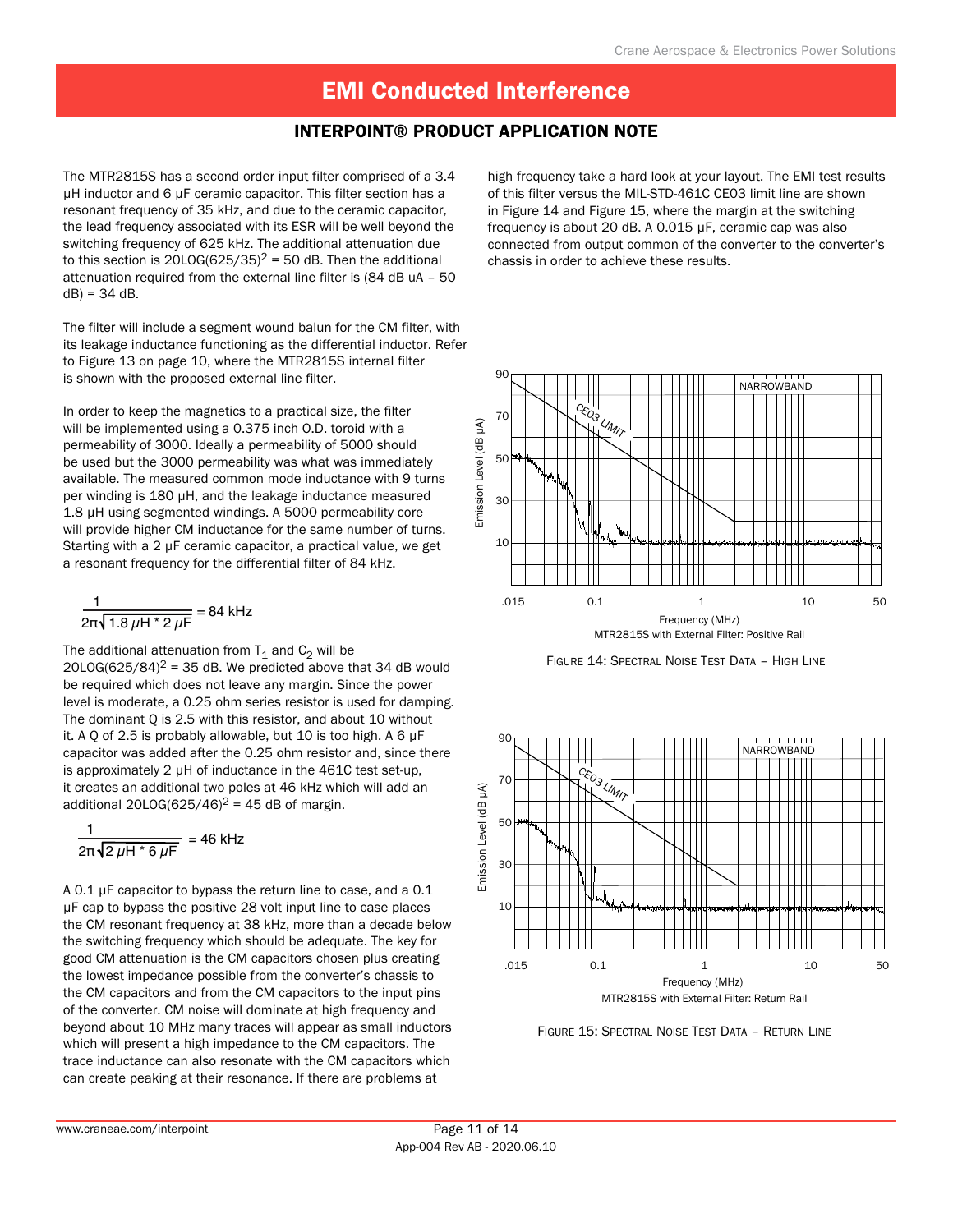# EMI Conducted Interference

## INTERPOINT® PRODUCT APPLICATION NOTE

The MTR2815S has a second order input filter comprised of a 3.4 µH inductor and 6 µF ceramic capacitor. This filter section has a resonant frequency of 35 kHz, and due to the ceramic capacitor, the lead frequency associated with its ESR will be well beyond the switching frequency of 625 kHz. The additional attenuation due to this section is $20LOG(625/35)^2$ = 50 dB. Then the additional attenuation required from the external line filter is (84 dB uA – 50 dB) = 34 dB.

The filter will include a segment wound balun for the CM filter, with its leakage inductance functioning as the differential inductor. Refer to Figure 13 on page 10, where the MTR2815S internal filter is shown with the proposed external line filter.

In order to keep the magnetics to a practical size, the filter will be implemented using a 0.375 inch O.D. toroid with a permeability of 3000. Ideally a permeability of 5000 should be used but the 3000 permeability was what was immediately available. The measured common mode inductance with 9 turns per winding is 180 µH, and the leakage inductance measured 1.8 µH using segmented windings. A 5000 permeability core will provide higher CM inductance for the same number of turns. Starting with a 2 µF ceramic capacitor, a practical value, we get a resonant frequency for the differential filter of 84 kHz.

$$\frac{1}{2\pi\sqrt{1.8\,\mu H * 2\,\mu F}} = 84 \text{ kHz}$$

The additional attenuation from $T_1$ and $C_2$ will be $20LOG(625/84)^2$ = 35 dB. We predicted above that 34 dB would be required which does not leave any margin. Since the power level is moderate, a 0.25 ohm series resistor is used for damping. The dominant Q is 2.5 with this resistor, and about 10 without it. A Q of 2.5 is probably allowable, but 10 is too high. A 6 µF capacitor was added after the 0.25 ohm resistor and, since there is approximately 2 µH of inductance in the 461C test set-up, it creates an additional two poles at 46 kHz which will add an additional $20LOG(625/46)^2$ = 45 dB of margin.

$$\frac{1}{2\pi\sqrt{2\,\mu H * 6\,\mu F}} = 46 \text{ kHz}$$

A 0.1 µF capacitor to bypass the return line to case, and a 0.1 µF cap to bypass the positive 28 volt input line to case places the CM resonant frequency at 38 kHz, more than a decade below the switching frequency which should be adequate. The key for good CM attenuation is the CM capacitors chosen plus creating the lowest impedance possible from the converter's chassis to the CM capacitors and from the CM capacitors to the input pins of the converter. CM noise will dominate at high frequency and beyond about 10 MHz many traces will appear as small inductors which will present a high impedance to the CM capacitors. The trace inductance can also resonate with the CM capacitors which can create peaking at their resonance. If there are problems at high frequency take a hard look at your layout. The EMI test results of this filter versus the MIL-STD-461C CE03 limit line are shown in Figure 14 and Figure 15, where the margin at the switching frequency is about 20 dB. A 0.015 µF, ceramic cap was also connected from output common of the converter to the converter's chassis in order to achieve these results.

MTR2815S with External Filter: Positive Rail

Figure 14: Spectral Noise Test Data – High Line

MTR2815S with External Filter: Return Rail

Figure 15: Spectral Noise Test Data – Return Line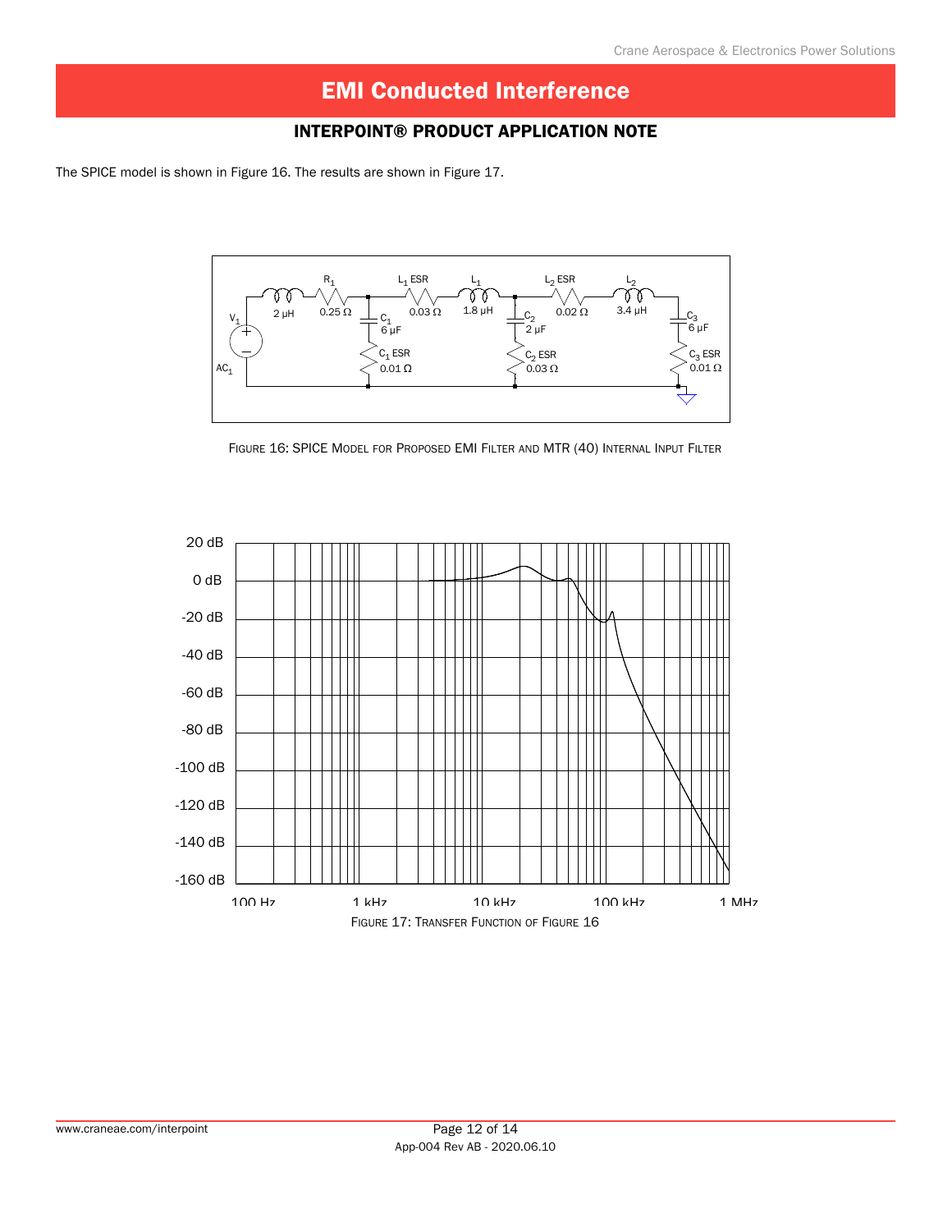# EMI Conducted Interference

## INTERPOINT® PRODUCT APPLICATION NOTE

The SPICE model is shown in Figure 16. The results are shown in Figure 17.

Figure 16: SPICE Model for Proposed EMI Filter and MTR (40) Internal Input Filter

Figure 17: Transfer Function of Figure 16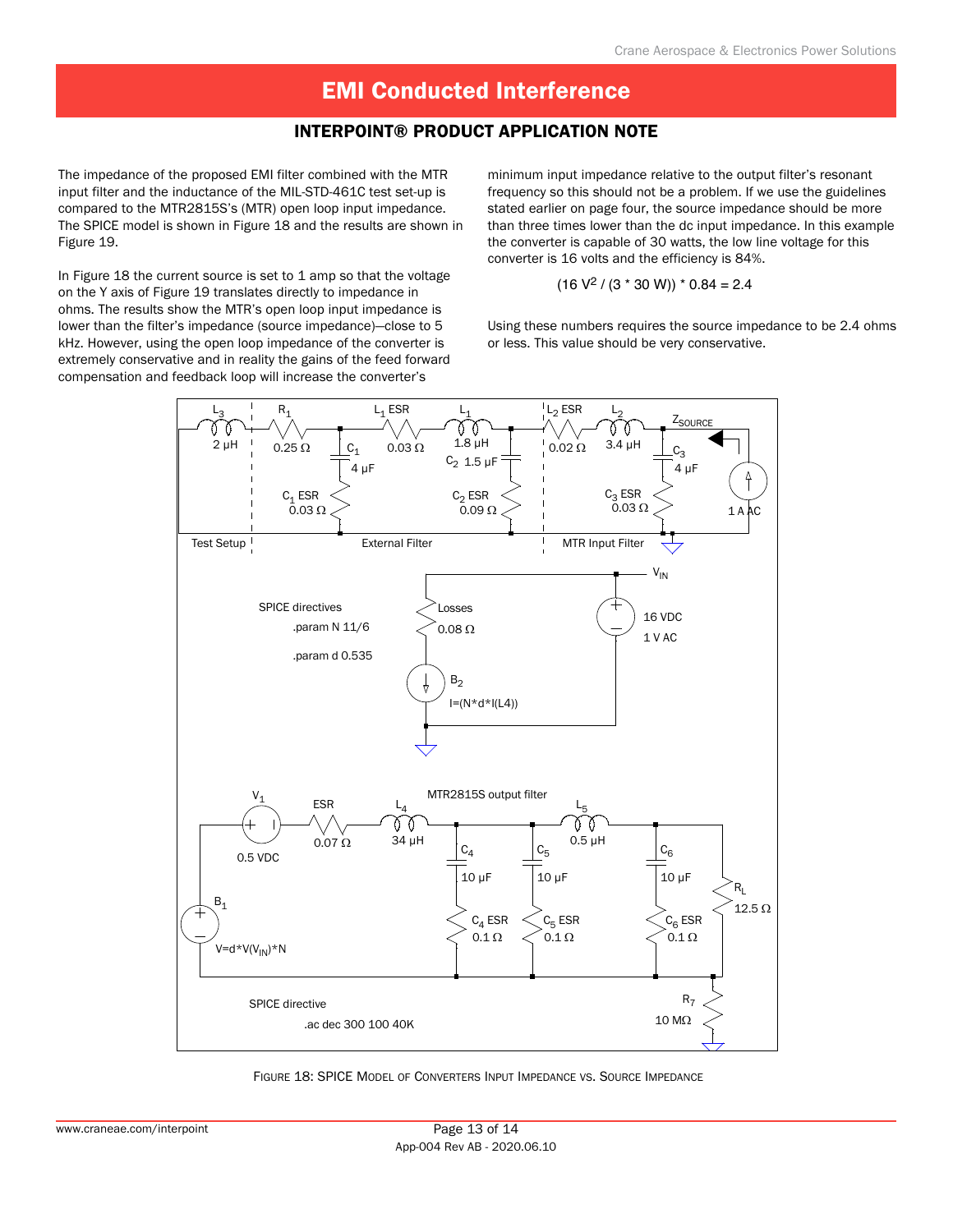# EMI Conducted Interference

## INTERPOINT® PRODUCT APPLICATION NOTE

The impedance of the proposed EMI filter combined with the MTR input filter and the inductance of the MIL-STD-461C test set-up is compared to the MTR2815S's (MTR) open loop input impedance. The SPICE model is shown in Figure 18 and the results are shown in Figure 19.

In Figure 18 the current source is set to 1 amp so that the voltage on the Y axis of Figure 19 translates directly to impedance in ohms. The results show the MTR's open loop input impedance is lower than the filter's impedance (source impedance)—close to 5 kHz. However, using the open loop impedance of the converter is extremely conservative and in reality the gains of the feed forward compensation and feedback loop will increase the converter's minimum input impedance relative to the output filter's resonant frequency so this should not be a problem. If we use the guidelines stated earlier on page four, the source impedance should be more than three times lower than the dc input impedance. In this example the converter is capable of 30 watts, the low line voltage for this converter is 16 volts and the efficiency is 84%.

$$(16\ V^2 / (3 * 30\ W)) * 0.84 = 2.4$$

Using these numbers requires the source impedance to be 2.4 ohms or less. This value should be very conservative.

FIGURE 18: SPICE MODEL OF CONVERTERS INPUT IMPEDANCE VS. SOURCE IMPEDANCE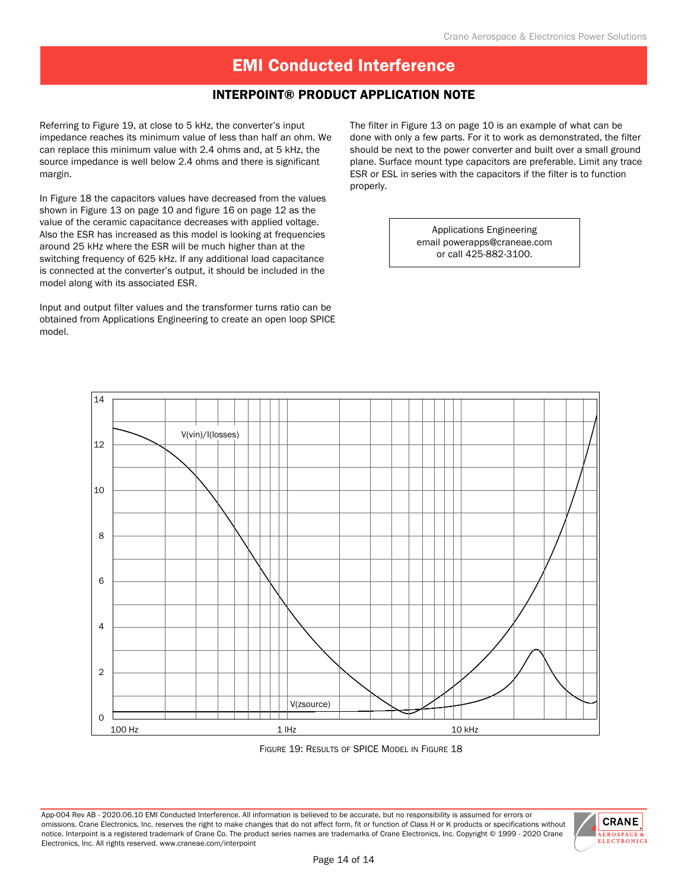# EMI Conducted Interference

## INTERPOINT® PRODUCT APPLICATION NOTE

Referring to Figure 19, at close to 5 kHz, the converter's input impedance reaches its minimum value of less than half an ohm. We can replace this minimum value with 2.4 ohms and, at 5 kHz, the source impedance is well below 2.4 ohms and there is significant margin.

In Figure 18 the capacitors values have decreased from the values shown in Figure 13 on page 10 and figure 16 on page 12 as the value of the ceramic capacitance decreases with applied voltage. Also the ESR has increased as this model is looking at frequencies around 25 kHz where the ESR will be much higher than at the switching frequency of 625 kHz. If any additional load capacitance is connected at the converter's output, it should be included in the model along with its associated ESR.

Input and output filter values and the transformer turns ratio can be obtained from Applications Engineering to create an open loop SPICE model.

The filter in Figure 13 on page 10 is an example of what can be done with only a few parts. For it to work as demonstrated, the filter should be next to the power converter and built over a small ground plane. Surface mount type capacitors are preferable. Limit any trace ESR or ESL in series with the capacitors if the filter is to function properly.

Applications Engineering
email powerapps@craneae.com
or call 425-882-3100.

14
12
10
8
6
4
2
0
100 Hz
1 lHz
10 kHz
V(vin)/I(losses)
V(zsource)

FIGURE 19: RESULTS OF SPICE MODEL IN FIGURE 18

App-004 Rev AB - 2020.06.10 EMI Conducted Interference. All information is believed to be accurate, but no responsibility is assumed for errors or omissions. Crane Electronics, Inc. reserves the right to make changes that do not affect form, fit or function of Class H or K products or specifications without notice. Interpoint is a registered trademark of Crane Co. The product series names are trademarks of Crane Electronics, Inc. Copyright © 1999 - 2020 Crane Electronics, Inc. All rights reserved. www.craneae.com/interpoint